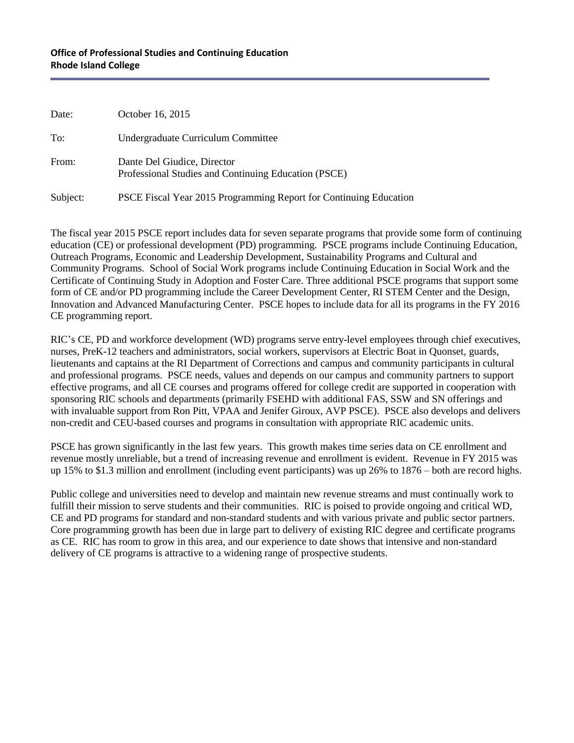**Office of Professional Studies and Continuing Education**
**Rhode Island College**

| | |
|---|---|
| Date: | October 16, 2015 |
| To: | Undergraduate Curriculum Committee |
| From: | Dante Del Giudice, Director<br>Professional Studies and Continuing Education (PSCE) |
| Subject: | PSCE Fiscal Year 2015 Programming Report for Continuing Education |

The fiscal year 2015 PSCE report includes data for seven separate programs that provide some form of continuing education (CE) or professional development (PD) programming. PSCE programs include Continuing Education, Outreach Programs, Economic and Leadership Development, Sustainability Programs and Cultural and Community Programs. School of Social Work programs include Continuing Education in Social Work and the Certificate of Continuing Study in Adoption and Foster Care. Three additional PSCE programs that support some form of CE and/or PD programming include the Career Development Center, RI STEM Center and the Design, Innovation and Advanced Manufacturing Center. PSCE hopes to include data for all its programs in the FY 2016 CE programming report.

RIC's CE, PD and workforce development (WD) programs serve entry-level employees through chief executives, nurses, PreK-12 teachers and administrators, social workers, supervisors at Electric Boat in Quonset, guards, lieutenants and captains at the RI Department of Corrections and campus and community participants in cultural and professional programs. PSCE needs, values and depends on our campus and community partners to support effective programs, and all CE courses and programs offered for college credit are supported in cooperation with sponsoring RIC schools and departments (primarily FSEHD with additional FAS, SSW and SN offerings and with invaluable support from Ron Pitt, VPAA and Jenifer Giroux, AVP PSCE). PSCE also develops and delivers non-credit and CEU-based courses and programs in consultation with appropriate RIC academic units.

PSCE has grown significantly in the last few years. This growth makes time series data on CE enrollment and revenue mostly unreliable, but a trend of increasing revenue and enrollment is evident. Revenue in FY 2015 was up 15% to $1.3 million and enrollment (including event participants) was up 26% to 1876 – both are record highs.

Public college and universities need to develop and maintain new revenue streams and must continually work to fulfill their mission to serve students and their communities. RIC is poised to provide ongoing and critical WD, CE and PD programs for standard and non-standard students and with various private and public sector partners. Core programming growth has been due in large part to delivery of existing RIC degree and certificate programs as CE. RIC has room to grow in this area, and our experience to date shows that intensive and non-standard delivery of CE programs is attractive to a widening range of prospective students.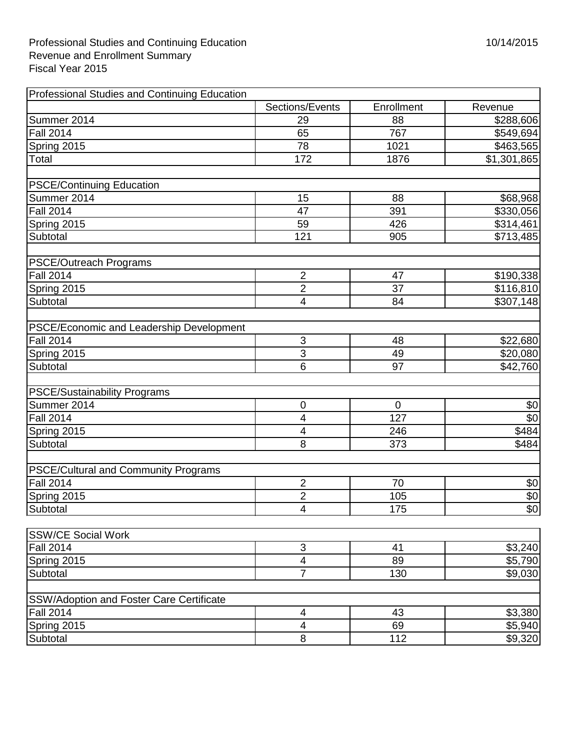Professional Studies and Continuing Education
Revenue and Enrollment Summary
Fiscal Year 2015

10/14/2015

| Professional Studies and Continuing Education | | | |
|---|---|---|---|
| | Sections/Events | Enrollment | Revenue |
| Summer 2014 | 29 | 88 | $288,606 |
| Fall 2014 | 65 | 767 | $549,694 |
| Spring 2015 | 78 | 1021 | $463,565 |
| Total | 172 | 1876 | $1,301,865 |
| | | | |
| PSCE/Continuing Education | | | |
| Summer 2014 | 15 | 88 | $68,968 |
| Fall 2014 | 47 | 391 | $330,056 |
| Spring 2015 | 59 | 426 | $314,461 |
| Subtotal | 121 | 905 | $713,485 |
| | | | |
| PSCE/Outreach Programs | | | |
| Fall 2014 | 2 | 47 | $190,338 |
| Spring 2015 | 2 | 37 | $116,810 |
| Subtotal | 4 | 84 | $307,148 |
| | | | |
| PSCE/Economic and Leadership Development | | | |
| Fall 2014 | 3 | 48 | $22,680 |
| Spring 2015 | 3 | 49 | $20,080 |
| Subtotal | 6 | 97 | $42,760 |
| | | | |
| PSCE/Sustainability Programs | | | |
| Summer 2014 | 0 | 0 | $0 |
| Fall 2014 | 4 | 127 | $0 |
| Spring 2015 | 4 | 246 | $484 |
| Subtotal | 8 | 373 | $484 |
| | | | |
| PSCE/Cultural and Community Programs | | | |
| Fall 2014 | 2 | 70 | $0 |
| Spring 2015 | 2 | 105 | $0 |
| Subtotal | 4 | 175 | $0 |

| SSW/CE Social Work | | | |
|---|---|---|---|
| Fall 2014 | 3 | 41 | $3,240 |
| Spring 2015 | 4 | 89 | $5,790 |
| Subtotal | 7 | 130 | $9,030 |
| | | | |
| SSW/Adoption and Foster Care Certificate | | | |
| Fall 2014 | 4 | 43 | $3,380 |
| Spring 2015 | 4 | 69 | $5,940 |
| Subtotal | 8 | 112 | $9,320 |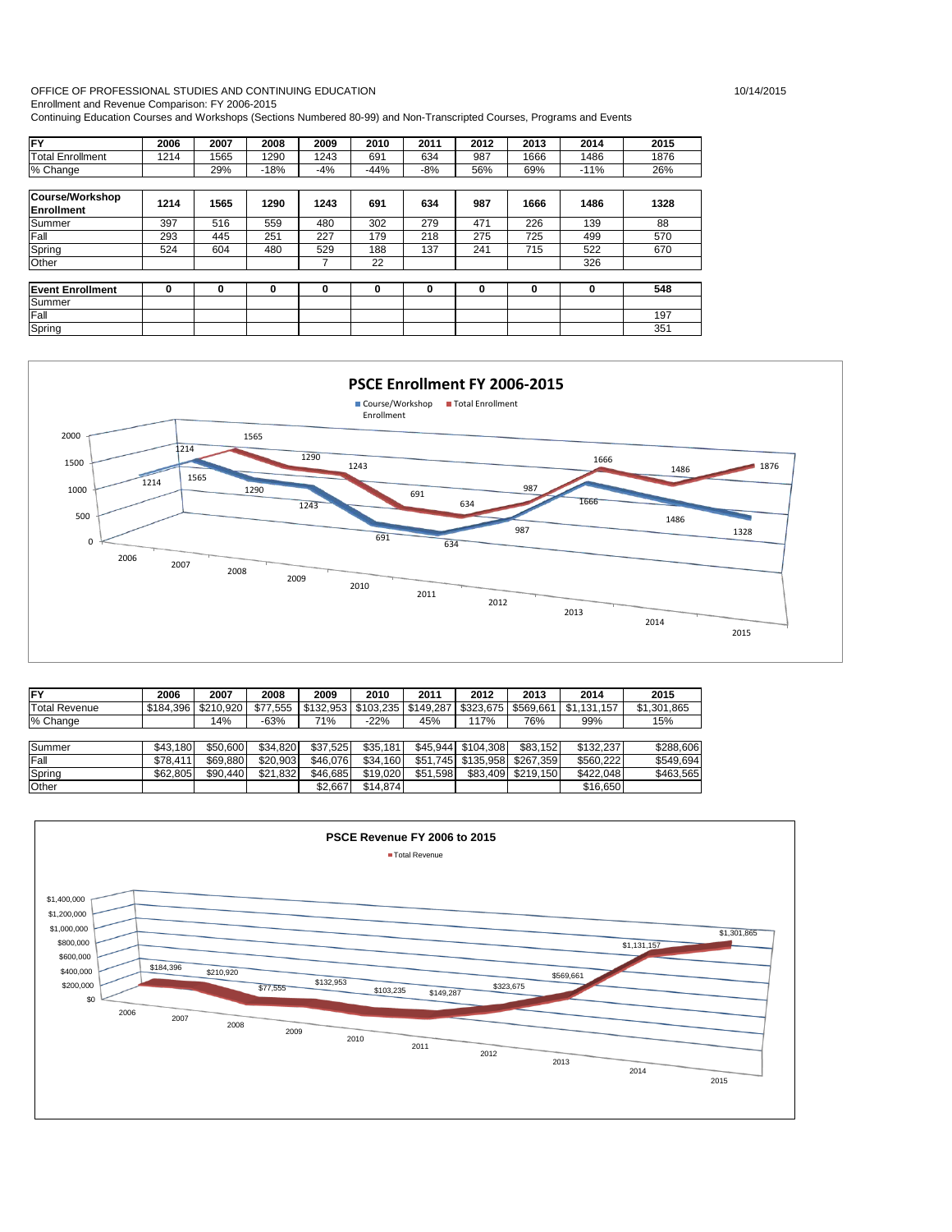OFFICE OF PROFESSIONAL STUDIES AND CONTINUING EDUCATION 10/14/2015

Enrollment and Revenue Comparison: FY 2006-2015

Continuing Education Courses and Workshops (Sections Numbered 80-99) and Non-Transcripted Courses, Programs and Events

| FY | 2006 | 2007 | 2008 | 2009 | 2010 | 2011 | 2012 | 2013 | 2014 | 2015 |
|---|---|---|---|---|---|---|---|---|---|---|
| Total Enrollment | 1214 | 1565 | 1290 | 1243 | 691 | 634 | 987 | 1666 | 1486 | 1876 |
| % Change | | 29% | -18% | -4% | -44% | -8% | 56% | 69% | -11% | 26% |
| | | | | | | | | | | |
| **Course/Workshop Enrollment** | **1214** | **1565** | **1290** | **1243** | **691** | **634** | **987** | **1666** | **1486** | **1328** |
| Summer | 397 | 516 | 559 | 480 | 302 | 279 | 471 | 226 | 139 | 88 |
| Fall | 293 | 445 | 251 | 227 | 179 | 218 | 275 | 725 | 499 | 570 |
| Spring | 524 | 604 | 480 | 529 | 188 | 137 | 241 | 715 | 522 | 670 |
| Other | | | | 7 | 22 | | | | 326 | |
| | | | | | | | | | | |
| **Event Enrollment** | **0** | **0** | **0** | **0** | **0** | **0** | **0** | **0** | **0** | **548** |
| Summer | | | | | | | | | | |
| Fall | | | | | | | | | | 197 |
| Spring | | | | | | | | | | 351 |

**PSCE Enrollment FY 2006-2015**

| FY | 2006 | 2007 | 2008 | 2009 | 2010 | 2011 | 2012 | 2013 | 2014 | 2015 |
|---|---|---|---|---|---|---|---|---|---|---|
| Total Revenue | $184,396 | $210,920 | $77,555 | $132,953 | $103,235 | $149,287 | $323,675 | $569,661 | $1,131,157 | $1,301,865 |
| % Change | | 14% | -63% | 71% | -22% | 45% | 117% | 76% | 99% | 15% |
| | | | | | | | | | | |
| Summer | $43,180 | $50,600 | $34,820 | $37,525 | $35,181 | $45,944 | $104,308 | $83,152 | $132,237 | $288,606 |
| Fall | $78,411 | $69,880 | $20,903 | $46,076 | $34,160 | $51,745 | $135,958 | $267,359 | $560,222 | $549,694 |
| Spring | $62,805 | $90,440 | $21,832 | $46,685 | $19,020 | $51,598 | $83,409 | $219,150 | $422,048 | $463,565 |
| Other | | | | $2,667 | $14,874 | | | | $16,650 | |

**PSCE Revenue FY 2006 to 2015**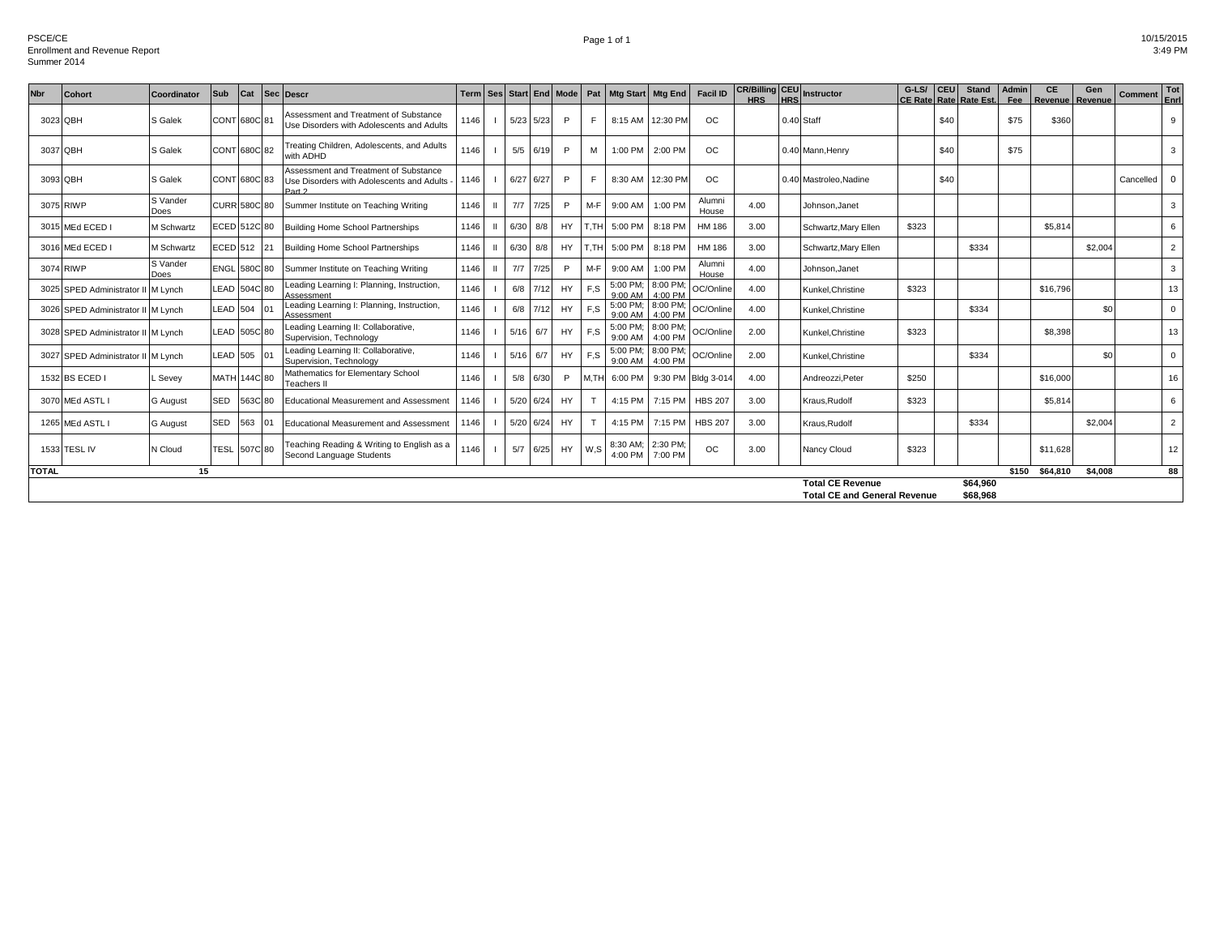PSCE/CE
Enrollment and Revenue Report
Summer 2014

| Nbr | Cohort | Coordinator | Sub | Cat | Sec | Descr | Term | Ses | Start | End | Mode | Pat | Mtg Start | Mtg End | Facil ID | CR/Billing HRS | CEU HRS | Instructor | G-LS/ CE Rate | CEU Rate | Stand Rate Est. | Admin Fee | CE Revenue | Gen Revenue | Comment | Tot Enrl |
|---|---|---|---|---|---|---|---|---|---|---|---|---|---|---|---|---|---|---|---|---|---|---|---|---|---|---|
| 3023 | QBH | S Galek | CONT | 680C | 81 | Assessment and Treatment of Substance Use Disorders with Adolescents and Adults | 1146 | I | 5/23 | 5/23 | P | F | 8:15 AM | 12:30 PM | OC | | 0.40 | Staff | | $40 | | $75 | $360 | | | 9 |
| 3037 | QBH | S Galek | CONT | 680C | 82 | Treating Children, Adolescents, and Adults with ADHD | 1146 | I | 5/5 | 6/19 | P | M | 1:00 PM | 2:00 PM | OC | | 0.40 | Mann,Henry | | $40 | | $75 | | | | 3 |
| 3093 | QBH | S Galek | CONT | 680C | 83 | Assessment and Treatment of Substance Use Disorders with Adolescents and Adults - Part 2 | 1146 | I | 6/27 | 6/27 | P | F | 8:30 AM | 12:30 PM | OC | | 0.40 | Mastroleo,Nadine | | $40 | | | | | Cancelled | 0 |
| 3075 | RIWP | S Vander Does | CURR | 580C | 80 | Summer Institute on Teaching Writing | 1146 | II | 7/7 | 7/25 | P | M-F | 9:00 AM | 1:00 PM | Alumni House | 4.00 | | Johnson,Janet | | | | | | | | 3 |
| 3015 | MEd ECED I | M Schwartz | ECED | 512C | 80 | Building Home School Partnerships | 1146 | II | 6/30 | 8/8 | HY | T,TH | 5:00 PM | 8:18 PM | HM 186 | 3.00 | | Schwartz,Mary Ellen | $323 | | | | $5,814 | | | 6 |
| 3016 | MEd ECED I | M Schwartz | ECED | 512 | 21 | Building Home School Partnerships | 1146 | II | 6/30 | 8/8 | HY | T,TH | 5:00 PM | 8:18 PM | HM 186 | 3.00 | | Schwartz,Mary Ellen | | | $334 | | | $2,004 | | 2 |
| 3074 | RIWP | S Vander Does | ENGL | 580C | 80 | Summer Institute on Teaching Writing | 1146 | II | 7/7 | 7/25 | P | M-F | 9:00 AM | 1:00 PM | Alumni House | 4.00 | | Johnson,Janet | | | | | | | | 3 |
| 3025 | SPED Administrator II | M Lynch | LEAD | 504C | 80 | Leading Learning I: Planning, Instruction, Assessment | 1146 | I | 6/8 | 7/12 | HY | F,S | 5:00 PM; 9:00 AM | 8:00 PM; 4:00 PM | OC/Online | 4.00 | | Kunkel,Christine | $323 | | | | $16,796 | | | 13 |
| 3026 | SPED Administrator II | M Lynch | LEAD | 504 | 01 | Leading Learning I: Planning, Instruction, Assessment | 1146 | I | 6/8 | 7/12 | HY | F,S | 5:00 PM; 9:00 AM | 8:00 PM; 4:00 PM | OC/Online | 4.00 | | Kunkel,Christine | | | $334 | | | $0 | | 0 |
| 3028 | SPED Administrator II | M Lynch | LEAD | 505C | 80 | Leading Learning II: Collaborative, Supervision, Technology | 1146 | I | 5/16 | 6/7 | HY | F,S | 5:00 PM; 9:00 AM | 8:00 PM; 4:00 PM | OC/Online | 2.00 | | Kunkel,Christine | $323 | | | | $8,398 | | | 13 |
| 3027 | SPED Administrator II | M Lynch | LEAD | 505 | 01 | Leading Learning II: Collaborative, Supervision, Technology | 1146 | I | 5/16 | 6/7 | HY | F,S | 5:00 PM; 9:00 AM | 8:00 PM; 4:00 PM | OC/Online | 2.00 | | Kunkel,Christine | | | $334 | | | $0 | | 0 |
| 1532 | BS ECED I | L Sevey | MATH | 144C | 80 | Mathematics for Elementary School Teachers II | 1146 | I | 5/8 | 6/30 | P | M,TH | 6:00 PM | 9:30 PM | Bldg 3-014 | 4.00 | | Andreozzi,Peter | $250 | | | | $16,000 | | | 16 |
| 3070 | MEd ASTL I | G August | SED | 563C | 80 | Educational Measurement and Assessment | 1146 | I | 5/20 | 6/24 | HY | T | 4:15 PM | 7:15 PM | HBS 207 | 3.00 | | Kraus,Rudolf | $323 | | | | $5,814 | | | 6 |
| 1265 | MEd ASTL I | G August | SED | 563 | 01 | Educational Measurement and Assessment | 1146 | I | 5/20 | 6/24 | HY | T | 4:15 PM | 7:15 PM | HBS 207 | 3.00 | | Kraus,Rudolf | | | $334 | | | $2,004 | | 2 |
| 1533 | TESL IV | N Cloud | TESL | 507C | 80 | Teaching Reading & Writing to English as a Second Language Students | 1146 | I | 5/7 | 6/25 | HY | W,S | 8:30 AM; 4:00 PM | 2:30 PM; 7:00 PM | OC | 3.00 | | Nancy Cloud | $323 | | | | $11,628 | | | 12 |
| **TOTAL** | | **15** | | | | | | | | | | | | | | | | | | | | **$150** | **$64,810** | **$4,008** | | **88** |
| | | | | | | | | | | | | | | | | | | **Total CE Revenue** | | | **$64,960** | | | | | |
| | | | | | | | | | | | | | | | | | | **Total CE and General Revenue** | | | **$68,968** | | | | | |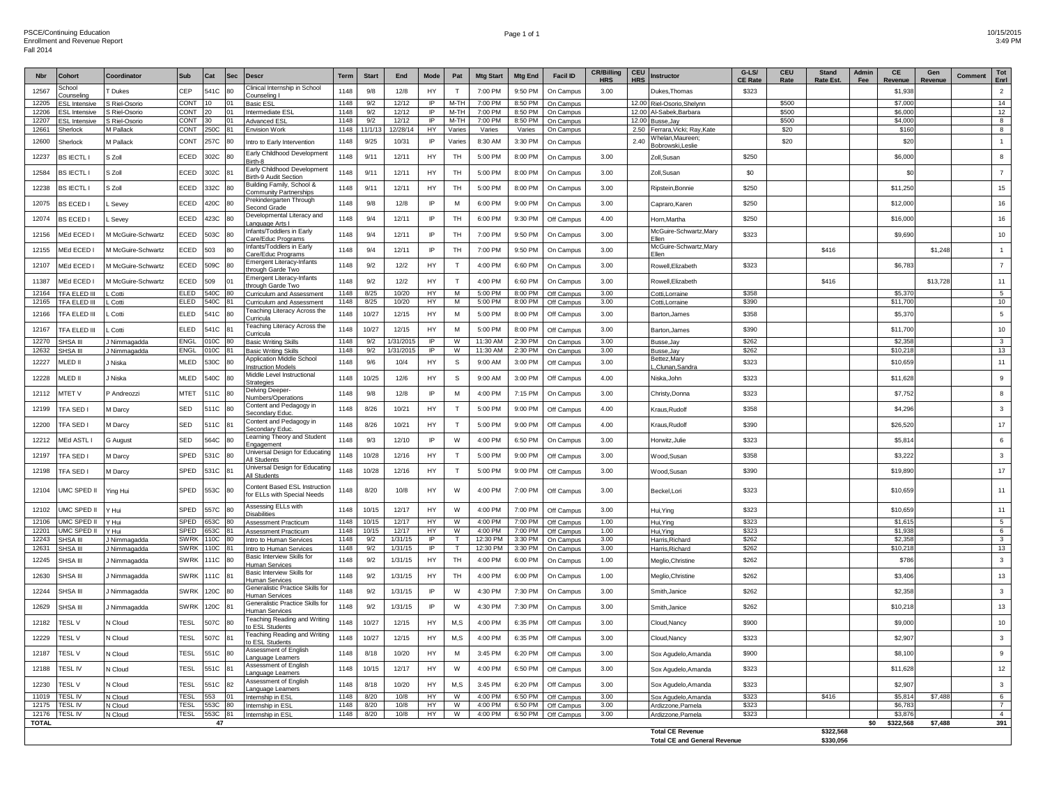PSCE/Continuing Education
Enrollment and Revenue Report
Fall 2014

10/15/2015
3:49 PM

| Nbr | Cohort | Coordinator | Sub | Cat | Sec | Descr | Term | Start | End | Mode | Pat | Mtg Start | Mtg End | Facil ID | CR/Billing HRS | CEU HRS | Instructor | G-LS/ CE Rate | CEU Rate | Stand Rate Est. | Admin Fee | CE Revenue | Gen Revenue | Comment | Tot Enrl |
|---|---|---|---|---|---|---|---|---|---|---|---|---|---|---|---|---|---|---|---|---|---|---|---|---|---|
| 12567 | School Counseling | T Dukes | CEP | 541C | 80 | Clinical Internship in School Counseling I | 1148 | 9/8 | 12/8 | HY | T | 7:00 PM | 9:50 PM | On Campus | 3.00 | | Dukes,Thomas | $323 | | | | $1,938 | | | 2 |
| 12205 | ESL Intensive | S Riel-Osorio | CONT | 10 | 01 | Basic ESL | 1148 | 9/2 | 12/12 | IP | M-TH | 7:00 PM | 8:50 PM | On Campus | | 12.00 | Riel-Osorio,Shelynn | | $500 | | | $7,000 | | | 14 |
| 12206 | ESL Intensive | S Riel-Osorio | CONT | 20 | 01 | Intermediate ESL | 1148 | 9/2 | 12/12 | IP | M-TH | 7:00 PM | 8:50 PM | On Campus | | 12.00 | Al-Sabek,Barbara | | $500 | | | $6,000 | | | 12 |
| 12207 | ESL Intensive | S Riel-Osorio | CONT | 30 | 01 | Advanced ESL | 1148 | 9/2 | 12/12 | IP | M-TH | 7:00 PM | 8:50 PM | On Campus | | 12.00 | Busse,Jay | | $500 | | | $4,000 | | | 8 |
| 12661 | Sherlock | M Pallack | CONT | 250C | 81 | Envision Work | 1148 | 11/1/13 | 12/28/14 | HY | Varies | Varies | Varies | On Campus | | 2.50 | Ferrara,Vicki; Ray,Kate | | $20 | | | $160 | | | 8 |
| 12600 | Sherlock | M Pallack | CONT | 257C | 80 | Intro to Early Intervention | 1148 | 9/25 | 10/31 | IP | Varies | 8:30 AM | 3:30 PM | On Campus | | 2.40 | Whelan,Maureen; Bobrowski,Leslie | | $20 | | | $20 | | | 1 |
| 12237 | BS IECTL I | S Zoll | ECED | 302C | 80 | Early Childhood Development Birth-8 | 1148 | 9/11 | 12/11 | HY | TH | 5:00 PM | 8:00 PM | On Campus | 3.00 | | Zoll,Susan | $250 | | | | $6,000 | | | 8 |
| 12584 | BS IECTL I | S Zoll | ECED | 302C | 81 | Early Childhood Development Birth-9 Audit Section | 1148 | 9/11 | 12/11 | HY | TH | 5:00 PM | 8:00 PM | On Campus | 3.00 | | Zoll,Susan | $0 | | | | $0 | | | 7 |
| 12238 | BS IECTL I | S Zoll | ECED | 332C | 80 | Building Family, School & Community Partnerships | 1148 | 9/11 | 12/11 | HY | TH | 5:00 PM | 8:00 PM | On Campus | 3.00 | | Ripstein,Bonnie | $250 | | | | $11,250 | | | 15 |
| 12075 | BS ECED I | L Sevey | ECED | 420C | 80 | Prekindergarten Through Second Grade | 1148 | 9/8 | 12/8 | IP | M | 6:00 PM | 9:00 PM | On Campus | 3.00 | | Capraro,Karen | $250 | | | | $12,000 | | | 16 |
| 12074 | BS ECED I | L Sevey | ECED | 423C | 80 | Developmental Literacy and Language Arts I | 1148 | 9/4 | 12/11 | IP | TH | 6:00 PM | 9:30 PM | Off Campus | 4.00 | | Horn,Martha | $250 | | | | $16,000 | | | 16 |
| 12156 | MEd ECED I | M McGuire-Schwartz | ECED | 503C | 80 | Infants/Toddlers in Early Care/Educ Programs | 1148 | 9/4 | 12/11 | IP | TH | 7:00 PM | 9:50 PM | On Campus | 3.00 | | McGuire-Schwartz,Mary Ellen | $323 | | | | $9,690 | | | 10 |
| 12155 | MEd ECED I | M McGuire-Schwartz | ECED | 503 | 80 | Infants/Toddlers in Early Care/Educ Programs | 1148 | 9/4 | 12/11 | IP | TH | 7:00 PM | 9:50 PM | On Campus | 3.00 | | McGuire-Schwartz,Mary Ellen | | | $416 | | | $1,248 | | 1 |
| 12107 | MEd ECED I | M McGuire-Schwartz | ECED | 509C | 80 | Emergent Literacy-Infants through Garde Two | 1148 | 9/2 | 12/2 | HY | T | 4:00 PM | 6:60 PM | On Campus | 3.00 | | Rowell,Elizabeth | $323 | | | | $6,783 | | | 7 |
| 11387 | MEd ECED I | M McGuire-Schwartz | ECED | 509 | 01 | Emergent Literacy-Infants through Garde Two | 1148 | 9/2 | 12/2 | HY | T | 4:00 PM | 6:60 PM | On Campus | 3.00 | | Rowell,Elizabeth | | | $416 | | | $13,728 | | 11 |
| 12164 | TFA ELED III | L Cotti | ELED | 540C | 80 | Curriculum and Assessment | 1148 | 8/25 | 10/20 | HY | M | 5:00 PM | 8:00 PM | Off Campus | 3.00 | | Cotti,Lorraine | $358 | | | | $5,370 | | | 5 |
| 12165 | TFA ELED III | L Cotti | ELED | 540C | 81 | Curriculum and Assessment | 1148 | 8/25 | 10/20 | HY | M | 5:00 PM | 8:00 PM | Off Campus | 3.00 | | Cotti,Lorraine | $390 | | | | $11,700 | | | 10 |
| 12166 | TFA ELED III | L Cotti | ELED | 541C | 80 | Teaching Literacy Across the Curricula | 1148 | 10/27 | 12/15 | HY | M | 5:00 PM | 8:00 PM | Off Campus | 3.00 | | Barton,James | $358 | | | | $5,370 | | | 5 |
| 12167 | TFA ELED III | L Cotti | ELED | 541C | 81 | Teaching Literacy Across the Curricula | 1148 | 10/27 | 12/15 | HY | M | 5:00 PM | 8:00 PM | Off Campus | 3.00 | | Barton,James | $390 | | | | $11,700 | | | 10 |
| 12270 | SHSA III | J Nimmagadda | ENGL | 010C | 80 | Basic Writing Skills | 1148 | 9/2 | 1/31/2015 | IP | W | 11:30 AM | 2:30 PM | On Campus | 3.00 | | Busse,Jay | $262 | | | | $2,358 | | | 3 |
| 12632 | SHSA III | J Nimmagadda | ENGL | 010C | 81 | Basic Writing Skills | 1148 | 9/2 | 1/31/2015 | IP | W | 11:30 AM | 2:30 PM | On Campus | 3.00 | | Busse,Jay | $262 | | | | $10,218 | | | 13 |
| 12227 | MLED II | J Niska | MLED | 530C | 80 | Application Middle School Instruction Models | 1148 | 9/6 | 10/4 | HY | S | 9:00 AM | 3:00 PM | Off Campus | 3.00 | | Bettez,Mary L,Clunan,Sandra | $323 | | | | $10,659 | | | 11 |
| 12228 | MLED II | J Niska | MLED | 540C | 80 | Middle Level Instructional Strategies | 1148 | 10/25 | 12/6 | HY | S | 9:00 AM | 3:00 PM | Off Campus | 4.00 | | Niska,John | $323 | | | | $11,628 | | | 9 |
| 12112 | MTET V | P Andreozzi | MTET | 511C | 80 | Delving Deeper-Numbers/Operations | 1148 | 9/8 | 12/8 | IP | M | 4:00 PM | 7:15 PM | On Campus | 3.00 | | Christy,Donna | $323 | | | | $7,752 | | | 8 |
| 12199 | TFA SED I | M Darcy | SED | 511C | 80 | Content and Pedagogy in Secondary Educ. | 1148 | 8/26 | 10/21 | HY | T | 5:00 PM | 9:00 PM | Off Campus | 4.00 | | Kraus,Rudolf | $358 | | | | $4,296 | | | 3 |
| 12200 | TFA SED I | M Darcy | SED | 511C | 81 | Content and Pedagogy in Secondary Educ. | 1148 | 8/26 | 10/21 | HY | T | 5:00 PM | 9:00 PM | Off Campus | 4.00 | | Kraus,Rudolf | $390 | | | | $26,520 | | | 17 |
| 12212 | MEd ASTL I | G August | SED | 564C | 80 | Learning Theory and Student Engagement | 1148 | 9/3 | 12/10 | IP | W | 4:00 PM | 6:50 PM | On Campus | 3.00 | | Horwitz,Julie | $323 | | | | $5,814 | | | 6 |
| 12197 | TFA SED I | M Darcy | SPED | 531C | 80 | Universal Design for Educating All Students | 1148 | 10/28 | 12/16 | HY | T | 5:00 PM | 9:00 PM | Off Campus | 3.00 | | Wood,Susan | $358 | | | | $3,222 | | | 3 |
| 12198 | TFA SED I | M Darcy | SPED | 531C | 81 | Universal Design for Educating All Students | 1148 | 10/28 | 12/16 | HY | T | 5:00 PM | 9:00 PM | Off Campus | 3.00 | | Wood,Susan | $390 | | | | $19,890 | | | 17 |
| 12104 | UMC SPED II | Ying Hui | SPED | 553C | 80 | Content Based ESL Instruction for ELLs with Special Needs | 1148 | 8/20 | 10/8 | HY | W | 4:00 PM | 7:00 PM | Off Campus | 3.00 | | Beckel,Lori | $323 | | | | $10,659 | | | 11 |
| 12102 | UMC SPED II | Y Hui | SPED | 557C | 80 | Assessing ELLs with Disabilities | 1148 | 10/15 | 12/17 | HY | W | 4:00 PM | 7:00 PM | Off Campus | 3.00 | | Hui,Ying | $323 | | | | $10,659 | | | 11 |
| 12106 | UMC SPED II | Y Hui | SPED | 653C | 80 | Assessment Practicum | 1148 | 10/15 | 12/17 | HY | W | 4:00 PM | 7:00 PM | Off Campus | 1.00 | | Hui,Ying | $323 | | | | $1,615 | | | 5 |
| 12201 | UMC SPED II | Y Hui | SPED | 653C | 81 | Assessment Practicum | 1148 | 10/15 | 12/17 | HY | W | 4:00 PM | 7:00 PM | Off Campus | 1.00 | | Hui,Ying | $323 | | | | $1,938 | | | 6 |
| 12243 | SHSA III | J Nimmagadda | SWRK | 110C | 80 | Intro to Human Services | 1148 | 9/2 | 1/31/15 | IP | T | 12:30 PM | 3:30 PM | On Campus | 3.00 | | Harris,Richard | $262 | | | | $2,358 | | | 3 |
| 12631 | SHSA III | J Nimmagadda | SWRK | 110C | 81 | Intro to Human Services | 1148 | 9/2 | 1/31/15 | IP | T | 12:30 PM | 3:30 PM | On Campus | 3.00 | | Harris,Richard | $262 | | | | $10,218 | | | 13 |
| 12245 | SHSA III | J Nimmagadda | SWRK | 111C | 80 | Basic Interview Skills for Human Services | 1148 | 9/2 | 1/31/15 | HY | TH | 4:00 PM | 6:00 PM | On Campus | 1.00 | | Meglio,Christine | $262 | | | | $786 | | | 3 |
| 12630 | SHSA III | J Nimmagadda | SWRK | 111C | 81 | Basic Interview Skills for Human Services | 1148 | 9/2 | 1/31/15 | HY | TH | 4:00 PM | 6:00 PM | On Campus | 1.00 | | Meglio,Christine | $262 | | | | $3,406 | | | 13 |
| 12244 | SHSA III | J Nimmagadda | SWRK | 120C | 80 | Generalistic Practice Skills for Human Services | 1148 | 9/2 | 1/31/15 | IP | W | 4:30 PM | 7:30 PM | On Campus | 3.00 | | Smith,Janice | $262 | | | | $2,358 | | | 3 |
| 12629 | SHSA III | J Nimmagadda | SWRK | 120C | 81 | Generalistic Practice Skills for Human Services | 1148 | 9/2 | 1/31/15 | IP | W | 4:30 PM | 7:30 PM | On Campus | 3.00 | | Smith,Janice | $262 | | | | $10,218 | | | 13 |
| 12182 | TESL V | N Cloud | TESL | 507C | 80 | Teaching Reading and Writing to ESL Students | 1148 | 10/27 | 12/15 | HY | M,S | 4:00 PM | 6:35 PM | Off Campus | 3.00 | | Cloud,Nancy | $900 | | | | $9,000 | | | 10 |
| 12229 | TESL V | N Cloud | TESL | 507C | 81 | Teaching Reading and Writing to ESL Students | 1148 | 10/27 | 12/15 | HY | M,S | 4:00 PM | 6:35 PM | Off Campus | 3.00 | | Cloud,Nancy | $323 | | | | $2,907 | | | 3 |
| 12187 | TESL V | N Cloud | TESL | 551C | 80 | Assessment of English Language Learners | 1148 | 8/18 | 10/20 | HY | M | 3:45 PM | 6:20 PM | Off Campus | 3.00 | | Sox Agudelo,Amanda | $900 | | | | $8,100 | | | 9 |
| 12188 | TESL IV | N Cloud | TESL | 551C | 81 | Assessment of English Language Learners | 1148 | 10/15 | 12/17 | HY | W | 4:00 PM | 6:50 PM | Off Campus | 3.00 | | Sox Agudelo,Amanda | $323 | | | | $11,628 | | | 12 |
| 12230 | TESL V | N Cloud | TESL | 551C | 82 | Assessment of English Language Learners | 1148 | 8/18 | 10/20 | HY | M,S | 3:45 PM | 6:20 PM | Off Campus | 3.00 | | Sox Agudelo,Amanda | $323 | | | | $2,907 | | | 3 |
| 11019 | TESL IV | N Cloud | TESL | 553 | 01 | Internship in ESL | 1148 | 8/20 | 10/8 | HY | W | 4:00 PM | 6:50 PM | Off Campus | 3.00 | | Sox Agudelo,Amanda | $323 | | $416 | | $5,814 | $7,488 | | 6 |
| 12175 | TESL IV | N Cloud | TESL | 553C | 80 | Internship in ESL | 1148 | 8/20 | 10/8 | HY | W | 4:00 PM | 6:50 PM | Off Campus | 3.00 | | Ardizzone,Pamela | $323 | | | | $6,783 | | | 7 |
| 12176 | TESL IV | N Cloud | TESL | 553C | 81 | Internship in ESL | 1148 | 8/20 | 10/8 | HY | W | 4:00 PM | 6:50 PM | Off Campus | 3.00 | | Ardizzone,Pamela | $323 | | | | $3,876 | | | 4 |
| **TOTAL** | | | | 47 | | | | | | | | | | | | | | | | | $0 | $322,568 | $7,488 | | 391 |

| | |
|---|---|
| Total CE Revenue | $322,568 |
| Total CE and General Revenue | $330,056 |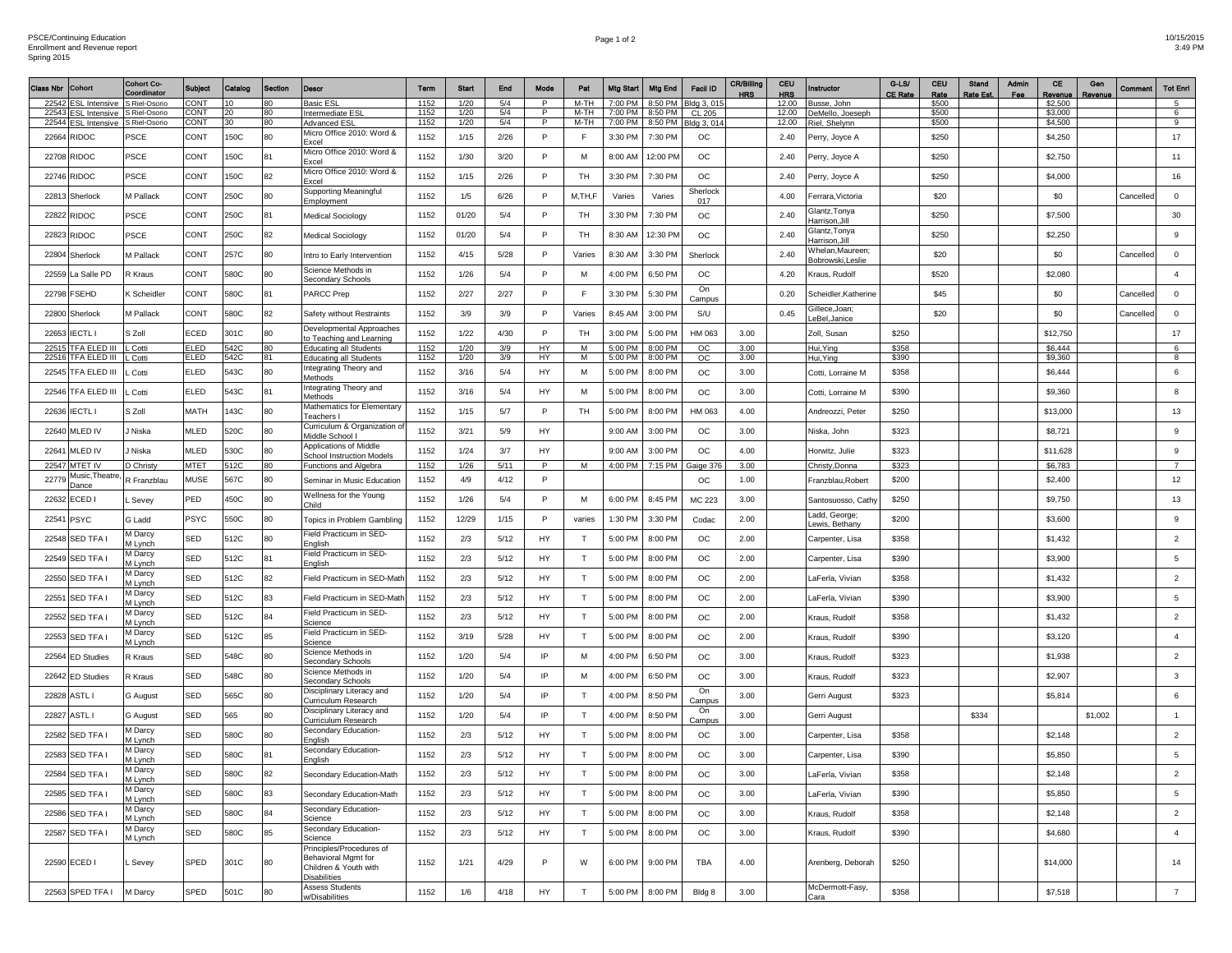PSCE/Continuing Education
Enrollment and Revenue report
Spring 2015

10/15/2015
3:49 PM

| Class Nbr | Cohort | Cohort Co-Coordinator | Subject | Catalog | Section | Descr | Term | Start | End | Mode | Pat | Mtg Start | Mtg End | Facil ID | CR/Billing HRS | CEU HRS | Instructor | G-LS/ CE Rate | CEU Rate | Stand Rate Est. | Admin Fee | CE Revenue | Gen Revenue | Comment | Tot Enrl |
|---|---|---|---|---|---|---|---|---|---|---|---|---|---|---|---|---|---|---|---|---|---|---|---|---|---|
| 22542 | ESL Intensive | S Riel-Osorio | CONT | 10 | 80 | Basic ESL | 1152 | 1/20 | 5/4 | P | M-TH | 7:00 PM | 8:50 PM | Bldg 3, 015 | | 12.00 | Busse, John | | $500 | | | $2,500 | | | 5 |
| 22543 | ESL Intensive | S Riel-Osorio | CONT | 20 | 80 | Intermediate ESL | 1152 | 1/20 | 5/4 | P | M-TH | 7:00 PM | 8:50 PM | CL 205 | | 12.00 | DeMello, Joeseph | | $500 | | | $3,000 | | | 6 |
| 22544 | ESL Intensive | S Riel-Osorio | CONT | 30 | 80 | Advanced ESL | 1152 | 1/20 | 5/4 | P | M-TH | 7:00 PM | 8:50 PM | Bldg 3, 014 | | 12.00 | Riel, Shelynn | | $500 | | | $4,500 | | | 9 |
| 22664 | RIDOC | PSCE | CONT | 150C | 80 | Micro Office 2010: Word & Excel | 1152 | 1/15 | 2/26 | P | F | 3:30 PM | 7:30 PM | OC | | 2.40 | Perry, Joyce A | | $250 | | | $4,250 | | | 17 |
| 22708 | RIDOC | PSCE | CONT | 150C | 81 | Micro Office 2010: Word & Excel | 1152 | 1/30 | 3/20 | P | M | 8:00 AM | 12:00 PM | OC | | 2.40 | Perry, Joyce A | | $250 | | | $2,750 | | | 11 |
| 22746 | RIDOC | PSCE | CONT | 150C | 82 | Micro Office 2010: Word & Excel | 1152 | 1/15 | 2/26 | P | TH | 3:30 PM | 7:30 PM | OC | | 2.40 | Perry, Joyce A | | $250 | | | $4,000 | | | 16 |
| 22813 | Sherlock | M Pallack | CONT | 250C | 80 | Supporting Meaningful Employment | 1152 | 1/5 | 6/26 | P | M,TH,F | Varies | Varies | Sherlock 017 | | 4.00 | Ferrara,Victoria | | $20 | | | $0 | | Cancelled | 0 |
| 22822 | RIDOC | PSCE | CONT | 250C | 81 | Medical Sociology | 1152 | 01/20 | 5/4 | P | TH | 3:30 PM | 7:30 PM | OC | | 2.40 | Glantz,Tonya Harrison,Jill | | $250 | | | $7,500 | | | 30 |
| 22823 | RIDOC | PSCE | CONT | 250C | 82 | Medical Sociology | 1152 | 01/20 | 5/4 | P | TH | 8:30 AM | 12:30 PM | OC | | 2.40 | Glantz,Tonya Harrison,Jill | | $250 | | | $2,250 | | | 9 |
| 22804 | Sherlock | M Pallack | CONT | 257C | 80 | Intro to Early Intervention | 1152 | 4/15 | 5/28 | P | Varies | 8:30 AM | 3:30 PM | Sherlock | | 2.40 | Whelan,Maureen; Bobrowski,Leslie | | $20 | | | $0 | | Cancelled | 0 |
| 22559 | La Salle PD | R Kraus | CONT | 580C | 80 | Science Methods in Secondary Schools | 1152 | 1/26 | 5/4 | P | M | 4:00 PM | 6:50 PM | OC | | 4.20 | Kraus, Rudolf | | $520 | | | $2,080 | | | 4 |
| 22798 | FSEHD | K Scheidler | CONT | 580C | 81 | PARCC Prep | 1152 | 2/27 | 2/27 | P | F | 3:30 PM | 5:30 PM | On Campus | | 0.20 | Scheidler,Katherine | | $45 | | | $0 | | Cancelled | 0 |
| 22800 | Sherlock | M Pallack | CONT | 580C | 82 | Safety without Restraints | 1152 | 3/9 | 3/9 | P | Varies | 8:45 AM | 3:00 PM | S/U | | 0.45 | Gillece,Joan; LeBel,Janice | | $20 | | | $0 | | Cancelled | 0 |
| 22653 | IECTL I | S Zoll | ECED | 301C | 80 | Developmental Approaches to Teaching and Learning | 1152 | 1/22 | 4/30 | P | TH | 3:00 PM | 5:00 PM | HM 063 | 3.00 | | Zoll, Susan | $250 | | | | $12,750 | | | 17 |
| 22515 | TFA ELED III | L Cotti | ELED | 542C | 80 | Educating all Students | 1152 | 1/20 | 3/9 | HY | M | 5:00 PM | 8:00 PM | OC | 3.00 | | Hui,Ying | $358 | | | | $6,444 | | | 6 |
| 22516 | TFA ELED III | L Cotti | ELED | 542C | 81 | Educating all Students | 1152 | 1/20 | 3/9 | HY | M | 5:00 PM | 8:00 PM | OC | 3.00 | | Hui,Ying | $390 | | | | $9,360 | | | 8 |
| 22545 | TFA ELED III | L Cotti | ELED | 543C | 80 | Integrating Theory and Methods | 1152 | 3/16 | 5/4 | HY | M | 5:00 PM | 8:00 PM | OC | 3.00 | | Cotti, Lorraine M | $358 | | | | $6,444 | | | 6 |
| 22546 | TFA ELED III | L Cotti | ELED | 543C | 81 | Integrating Theory and Methods | 1152 | 3/16 | 5/4 | HY | M | 5:00 PM | 8:00 PM | OC | 3.00 | | Cotti, Lorraine M | $390 | | | | $9,360 | | | 8 |
| 22636 | IECTL I | S Zoll | MATH | 143C | 80 | Mathematics for Elementary Teachers I | 1152 | 1/15 | 5/7 | P | TH | 5:00 PM | 8:00 PM | HM 063 | 4.00 | | Andreozzi, Peter | $250 | | | | $13,000 | | | 13 |
| 22640 | MLED IV | J Niska | MLED | 520C | 80 | Curriculum & Organization of Middle School I | 1152 | 3/21 | 5/9 | HY | | 9:00 AM | 3:00 PM | OC | 3.00 | | Niska, John | $323 | | | | $8,721 | | | 9 |
| 22641 | MLED IV | J Niska | MLED | 530C | 80 | Applications of Middle School Instruction Models | 1152 | 1/24 | 3/7 | HY | | 9:00 AM | 3:00 PM | OC | 4.00 | | Horwitz, Julie | $323 | | | | $11,628 | | | 9 |
| 22547 | MTET IV | D Christy | MTET | 512C | 80 | Functions and Algebra | 1152 | 1/26 | 5/11 | P | M | 4:00 PM | 7:15 PM | Gaige 376 | 3.00 | | Christy,Donna | $323 | | | | $6,783 | | | 7 |
| 22779 | Music,Theatre, Dance | R Franzblau | MUSE | 567C | 80 | Seminar in Music Education | 1152 | 4/9 | 4/12 | P | | | | OC | 1.00 | | Franzblau,Robert | $200 | | | | $2,400 | | | 12 |
| 22632 | ECED I | L Sevey | PED | 450C | 80 | Wellness for the Young Child | 1152 | 1/26 | 5/4 | P | M | 6:00 PM | 8:45 PM | MC 223 | 3.00 | | Santosuosso, Cathy | $250 | | | | $9,750 | | | 13 |
| 22541 | PSYC | G Ladd | PSYC | 550C | 80 | Topics in Problem Gambling | 1152 | 12/29 | 1/15 | P | varies | 1:30 PM | 3:30 PM | Codac | 2.00 | | Ladd, George; Lewis, Bethany | $200 | | | | $3,600 | | | 9 |
| 22548 | SED TFA I | M Darcy M Lynch | SED | 512C | 80 | Field Practicum in SED-English | 1152 | 2/3 | 5/12 | HY | T | 5:00 PM | 8:00 PM | OC | 2.00 | | Carpenter, Lisa | $358 | | | | $1,432 | | | 2 |
| 22549 | SED TFA I | M Darcy M Lynch | SED | 512C | 81 | Field Practicum in SED-English | 1152 | 2/3 | 5/12 | HY | T | 5:00 PM | 8:00 PM | OC | 2.00 | | Carpenter, Lisa | $390 | | | | $3,900 | | | 5 |
| 22550 | SED TFA I | M Darcy M Lynch | SED | 512C | 82 | Field Practicum in SED-Math | 1152 | 2/3 | 5/12 | HY | T | 5:00 PM | 8:00 PM | OC | 2.00 | | LaFerla, Vivian | $358 | | | | $1,432 | | | 2 |
| 22551 | SED TFA I | M Darcy M Lynch | SED | 512C | 83 | Field Practicum in SED-Math | 1152 | 2/3 | 5/12 | HY | T | 5:00 PM | 8:00 PM | OC | 2.00 | | LaFerla, Vivian | $390 | | | | $3,900 | | | 5 |
| 22552 | SED TFA I | M Darcy M Lynch | SED | 512C | 84 | Field Practicum in SED-Science | 1152 | 2/3 | 5/12 | HY | T | 5:00 PM | 8:00 PM | OC | 2.00 | | Kraus, Rudolf | $358 | | | | $1,432 | | | 2 |
| 22553 | SED TFA I | M Darcy M Lynch | SED | 512C | 85 | Field Practicum in SED-Science | 1152 | 3/19 | 5/28 | HY | T | 5:00 PM | 8:00 PM | OC | 2.00 | | Kraus, Rudolf | $390 | | | | $3,120 | | | 4 |
| 22564 | ED Studies | R Kraus | SED | 548C | 80 | Science Methods in Secondary Schools | 1152 | 1/20 | 5/4 | IP | M | 4:00 PM | 6:50 PM | OC | 3.00 | | Kraus, Rudolf | $323 | | | | $1,938 | | | 2 |
| 22642 | ED Studies | R Kraus | SED | 548C | 80 | Science Methods in Secondary Schools | 1152 | 1/20 | 5/4 | IP | M | 4:00 PM | 6:50 PM | OC | 3.00 | | Kraus, Rudolf | $323 | | | | $2,907 | | | 3 |
| 22828 | ASTL I | G August | SED | 565C | 80 | Disciplinary Literacy and Curriculum Research | 1152 | 1/20 | 5/4 | IP | T | 4:00 PM | 8:50 PM | On Campus | 3.00 | | Gerri August | $323 | | | | $5,814 | | | 6 |
| 22827 | ASTL I | G August | SED | 565 | 80 | Disciplinary Literacy and Curriculum Research | 1152 | 1/20 | 5/4 | IP | T | 4:00 PM | 8:50 PM | On Campus | 3.00 | | Gerri August | | | $334 | | | $1,002 | | 1 |
| 22582 | SED TFA I | M Darcy M Lynch | SED | 580C | 80 | Secondary Education-English | 1152 | 2/3 | 5/12 | HY | T | 5:00 PM | 8:00 PM | OC | 3.00 | | Carpenter, Lisa | $358 | | | | $2,148 | | | 2 |
| 22583 | SED TFA I | M Darcy M Lynch | SED | 580C | 81 | Secondary Education-English | 1152 | 2/3 | 5/12 | HY | T | 5:00 PM | 8:00 PM | OC | 3.00 | | Carpenter, Lisa | $390 | | | | $5,850 | | | 5 |
| 22584 | SED TFA I | M Darcy M Lynch | SED | 580C | 82 | Secondary Education-Math | 1152 | 2/3 | 5/12 | HY | T | 5:00 PM | 8:00 PM | OC | 3.00 | | LaFerla, Vivian | $358 | | | | $2,148 | | | 2 |
| 22585 | SED TFA I | M Darcy M Lynch | SED | 580C | 83 | Secondary Education-Math | 1152 | 2/3 | 5/12 | HY | T | 5:00 PM | 8:00 PM | OC | 3.00 | | LaFerla, Vivian | $390 | | | | $5,850 | | | 5 |
| 22586 | SED TFA I | M Darcy M Lynch | SED | 580C | 84 | Secondary Education-Science | 1152 | 2/3 | 5/12 | HY | T | 5:00 PM | 8:00 PM | OC | 3.00 | | Kraus, Rudolf | $358 | | | | $2,148 | | | 2 |
| 22587 | SED TFA I | M Darcy M Lynch | SED | 580C | 85 | Secondary Education-Science | 1152 | 2/3 | 5/12 | HY | T | 5:00 PM | 8:00 PM | OC | 3.00 | | Kraus, Rudolf | $390 | | | | $4,680 | | | 4 |
| 22590 | ECED I | L Sevey | SPED | 301C | 80 | Principles/Procedures of Behavioral Mgmt for Children & Youth with Disabilities | 1152 | 1/21 | 4/29 | P | W | 6:00 PM | 9:00 PM | TBA | 4.00 | | Arenberg, Deborah | $250 | | | | $14,000 | | | 14 |
| 22563 | SPED TFA I | M Darcy | SPED | 501C | 80 | Assess Students w/Disabilities | 1152 | 1/6 | 4/18 | HY | T | 5:00 PM | 8:00 PM | Bldg 8 | 3.00 | | McDermott-Fasy, Cara | $358 | | | | $7,518 | | | 7 |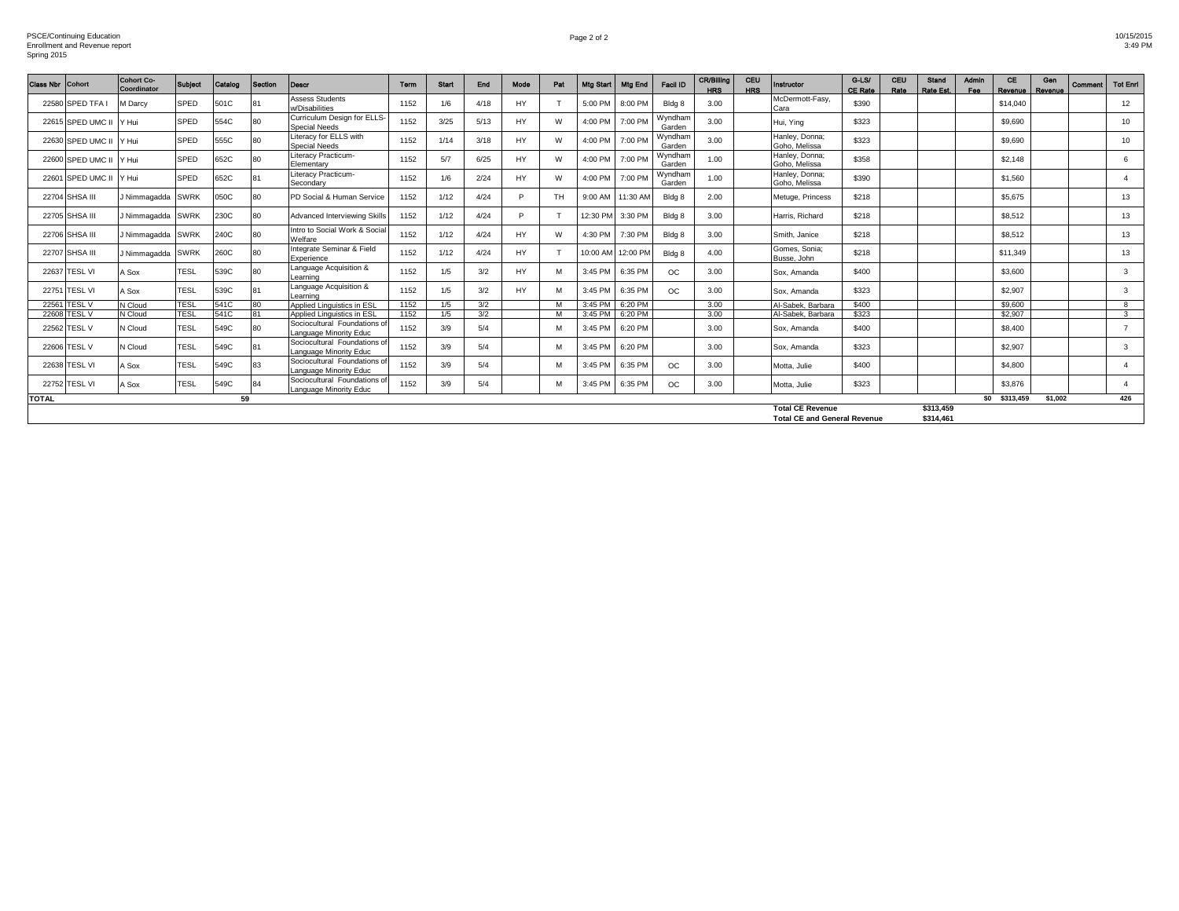PSCE/Continuing Education
Enrollment and Revenue report
Spring 2015

10/15/2015
3:49 PM

| Class Nbr | Cohort | Cohort Co-Coordinator | Subject | Catalog | Section | Descr | Term | Start | End | Mode | Pat | Mtg Start | Mtg End | Facil ID | CR/Billing HRS | CEU HRS | Instructor | G-LS/ CE Rate | CEU Rate | Stand Rate Est. | Admin Fee | CE Revenue | Gen Revenue | Comment | Tot Enrl |
|---|---|---|---|---|---|---|---|---|---|---|---|---|---|---|---|---|---|---|---|---|---|---|---|---|---|
| 22580 | SPED TFA I | M Darcy | SPED | 501C | 81 | Assess Students w/Disabilities | 1152 | 1/6 | 4/18 | HY | T | 5:00 PM | 8:00 PM | Bldg 8 | 3.00 | | McDermott-Fasy, Cara | $390 | | | | $14,040 | | | 12 |
| 22615 | SPED UMC II | Y Hui | SPED | 554C | 80 | Curriculum Design for ELLS-Special Needs | 1152 | 3/25 | 5/13 | HY | W | 4:00 PM | 7:00 PM | Wyndham Garden | 3.00 | | Hui, Ying | $323 | | | | $9,690 | | | 10 |
| 22630 | SPED UMC II | Y Hui | SPED | 555C | 80 | Literacy for ELLS with Special Needs | 1152 | 1/14 | 3/18 | HY | W | 4:00 PM | 7:00 PM | Wyndham Garden | 3.00 | | Hanley, Donna; Goho, Melissa | $323 | | | | $9,690 | | | 10 |
| 22600 | SPED UMC II | Y Hui | SPED | 652C | 80 | Literacy Practicum-Elementary | 1152 | 5/7 | 6/25 | HY | W | 4:00 PM | 7:00 PM | Wyndham Garden | 1.00 | | Hanley, Donna; Goho, Melissa | $358 | | | | $2,148 | | | 6 |
| 22601 | SPED UMC II | Y Hui | SPED | 652C | 81 | Literacy Practicum-Secondary | 1152 | 1/6 | 2/24 | HY | W | 4:00 PM | 7:00 PM | Wyndham Garden | 1.00 | | Hanley, Donna; Goho, Melissa | $390 | | | | $1,560 | | | 4 |
| 22704 | SHSA III | J Nimmagadda | SWRK | 050C | 80 | PD Social & Human Service | 1152 | 1/12 | 4/24 | P | TH | 9:00 AM | 11:30 AM | Bldg 8 | 2.00 | | Metuge, Princess | $218 | | | | $5,675 | | | 13 |
| 22705 | SHSA III | J Nimmagadda | SWRK | 230C | 80 | Advanced Interviewing Skills | 1152 | 1/12 | 4/24 | P | T | 12:30 PM | 3:30 PM | Bldg 8 | 3.00 | | Harris, Richard | $218 | | | | $8,512 | | | 13 |
| 22706 | SHSA III | J Nimmagadda | SWRK | 240C | 80 | Intro to Social Work & Social Welfare | 1152 | 1/12 | 4/24 | HY | W | 4:30 PM | 7:30 PM | Bldg 8 | 3.00 | | Smith, Janice | $218 | | | | $8,512 | | | 13 |
| 22707 | SHSA III | J Nimmagadda | SWRK | 260C | 80 | Integrate Seminar & Field Experience | 1152 | 1/12 | 4/24 | HY | T | 10:00 AM | 12:00 PM | Bldg 8 | 4.00 | | Gomes, Sonia; Busse, John | $218 | | | | $11,349 | | | 13 |
| 22637 | TESL VI | A Sox | TESL | 539C | 80 | Language Acquisition & Learning | 1152 | 1/5 | 3/2 | HY | M | 3:45 PM | 6:35 PM | OC | 3.00 | | Sox, Amanda | $400 | | | | $3,600 | | | 3 |
| 22751 | TESL VI | A Sox | TESL | 539C | 81 | Language Acquisition & Learning | 1152 | 1/5 | 3/2 | HY | M | 3:45 PM | 6:35 PM | OC | 3.00 | | Sox, Amanda | $323 | | | | $2,907 | | | 3 |
| 22561 | TESL V | N Cloud | TESL | 541C | 80 | Applied Linguistics in ESL | 1152 | 1/5 | 3/2 | | M | 3:45 PM | 6:20 PM | | 3.00 | | Al-Sabek, Barbara | $400 | | | | $9,600 | | | 8 |
| 22608 | TESL V | N Cloud | TESL | 541C | 81 | Applied Linguistics in ESL | 1152 | 1/5 | 3/2 | | M | 3:45 PM | 6:20 PM | | 3.00 | | Al-Sabek, Barbara | $323 | | | | $2,907 | | | 3 |
| 22562 | TESL V | N Cloud | TESL | 549C | 80 | Sociocultural Foundations of Language Minority Educ | 1152 | 3/9 | 5/4 | | M | 3:45 PM | 6:20 PM | | 3.00 | | Sox, Amanda | $400 | | | | $8,400 | | | 7 |
| 22606 | TESL V | N Cloud | TESL | 549C | 81 | Sociocultural Foundations of Language Minority Educ | 1152 | 3/9 | 5/4 | | M | 3:45 PM | 6:20 PM | | 3.00 | | Sox, Amanda | $323 | | | | $2,907 | | | 3 |
| 22638 | TESL VI | A Sox | TESL | 549C | 83 | Sociocultural Foundations of Language Minority Educ | 1152 | 3/9 | 5/4 | | M | 3:45 PM | 6:35 PM | OC | 3.00 | | Motta, Julie | $400 | | | | $4,800 | | | 4 |
| 22752 | TESL VI | A Sox | TESL | 549C | 84 | Sociocultural Foundations of Language Minority Educ | 1152 | 3/9 | 5/4 | | M | 3:45 PM | 6:35 PM | OC | 3.00 | | Motta, Julie | $323 | | | | $3,876 | | | 4 |
| **TOTAL** | | | | 59 | | | | | | | | | | | | | | | | | $0 | $313,459 | $1,002 | | 426 |
| | | | | | | | | | | | | | | | | | Total CE Revenue | | | $313,459 | | | | | |
| | | | | | | | | | | | | | | | | | Total CE and General Revenue | | | $314,461 | | | | | |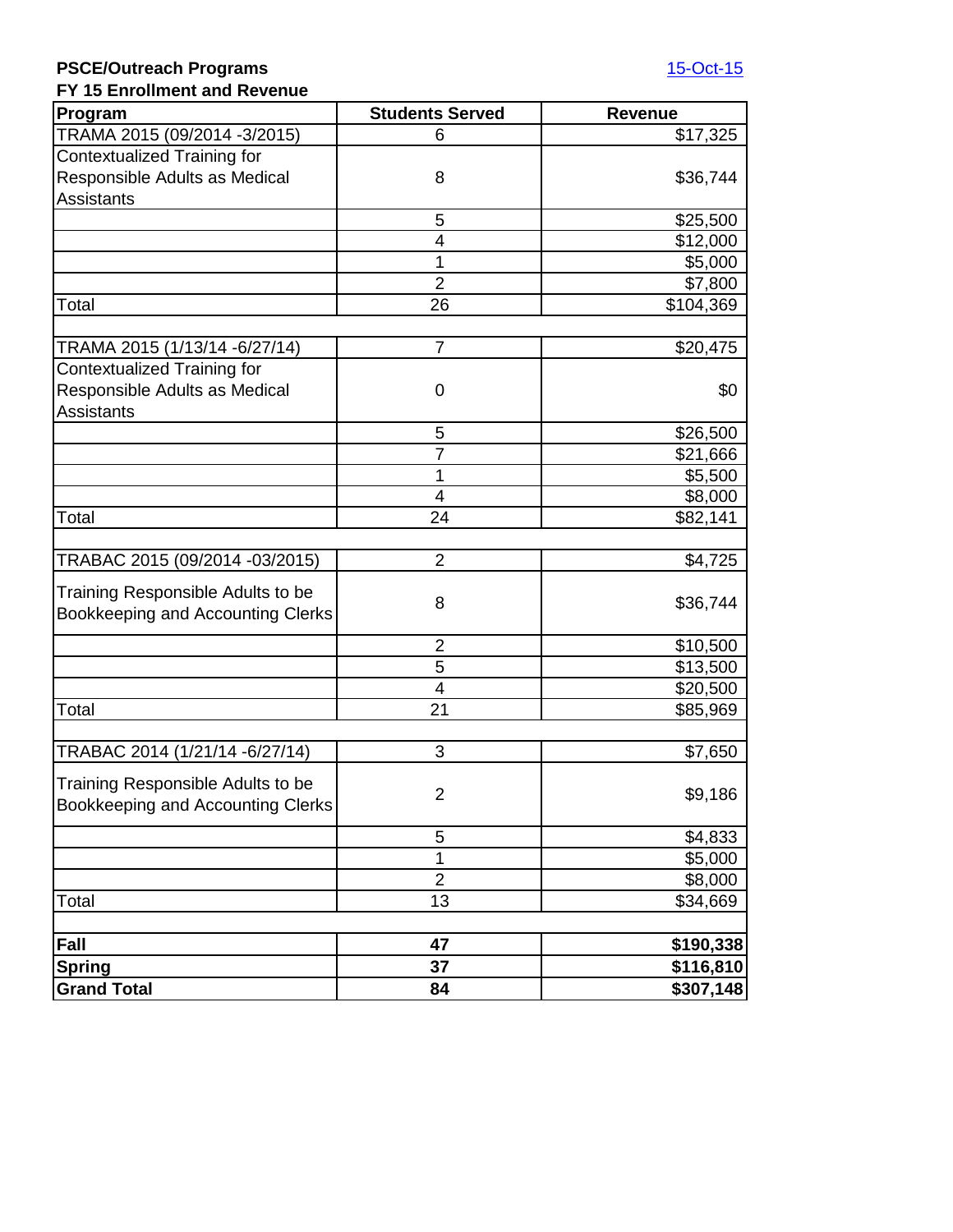**PSCE/Outreach Programs** 15-Oct-15

**FY 15 Enrollment and Revenue**

| Program | Students Served | Revenue |
|---|---|---|
| TRAMA 2015 (09/2014 -3/2015) | 6 | $17,325 |
| Contextualized Training for Responsible Adults as Medical Assistants | 8 | $36,744 |
| | 5 | $25,500 |
| | 4 | $12,000 |
| | 1 | $5,000 |
| | 2 | $7,800 |
| Total | 26 | $104,369 |
| | | |
| TRAMA 2015 (1/13/14 -6/27/14) | 7 | $20,475 |
| Contextualized Training for Responsible Adults as Medical Assistants | 0 | $0 |
| | 5 | $26,500 |
| | 7 | $21,666 |
| | 1 | $5,500 |
| | 4 | $8,000 |
| Total | 24 | $82,141 |
| | | |
| TRABAC 2015 (09/2014 -03/2015) | 2 | $4,725 |
| Training Responsible Adults to be Bookkeeping and Accounting Clerks | 8 | $36,744 |
| | 2 | $10,500 |
| | 5 | $13,500 |
| | 4 | $20,500 |
| Total | 21 | $85,969 |
| | | |
| TRABAC 2014 (1/21/14 -6/27/14) | 3 | $7,650 |
| Training Responsible Adults to be Bookkeeping and Accounting Clerks | 2 | $9,186 |
| | 5 | $4,833 |
| | 1 | $5,000 |
| | 2 | $8,000 |
| Total | 13 | $34,669 |
| | | |
| **Fall** | **47** | **$190,338** |
| **Spring** | **37** | **$116,810** |
| **Grand Total** | **84** | **$307,148** |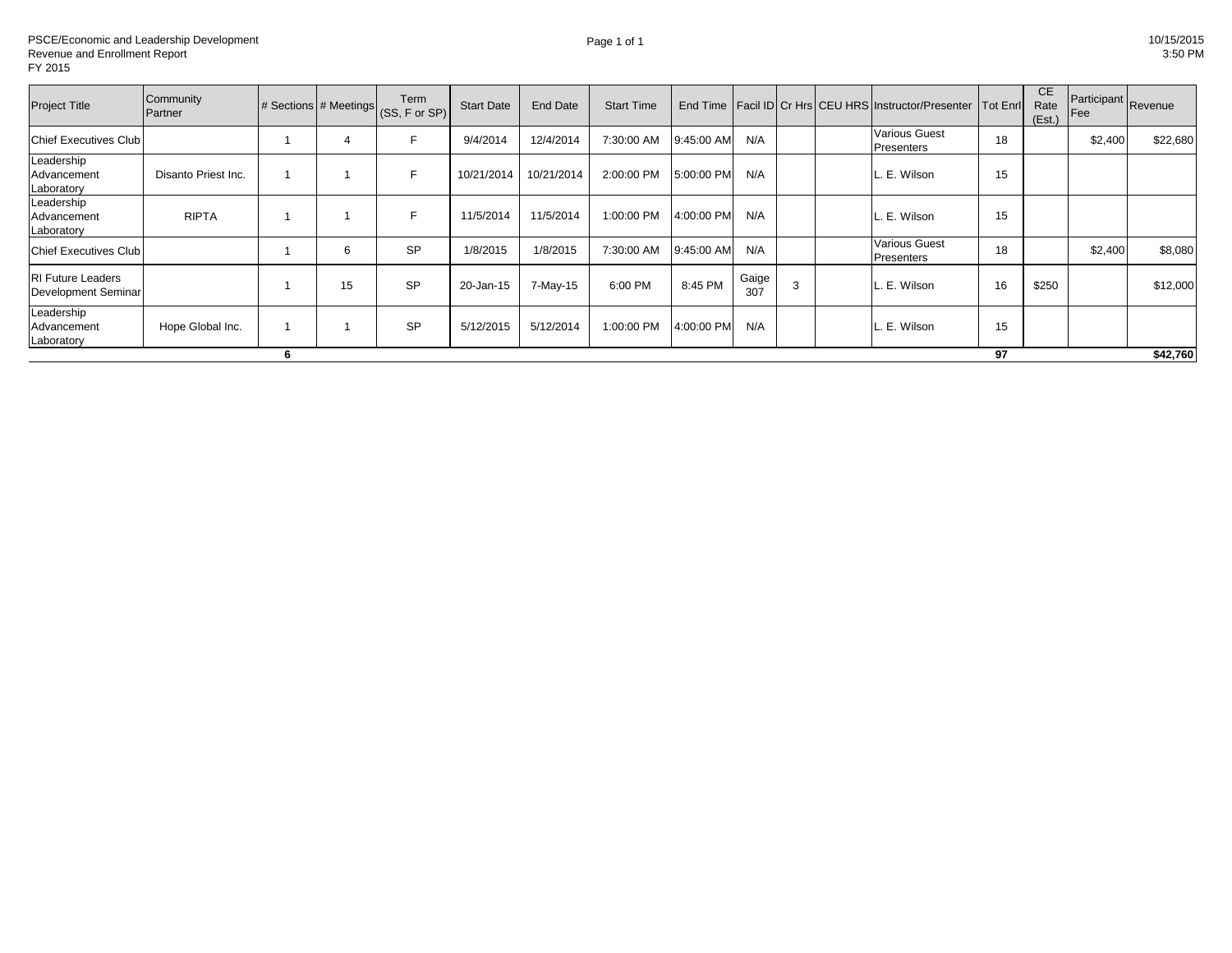PSCE/Economic and Leadership Development
Revenue and Enrollment Report
FY 2015

10/15/2015
3:50 PM

| Project Title | Community Partner | # Sections | # Meetings | Term (SS, F or SP) | Start Date | End Date | Start Time | End Time | Facil ID | Cr Hrs | CEU HRS | Instructor/Presenter | Tot Enrl | CE Rate (Est.) | Participant Fee | Revenue |
|---|---|---|---|---|---|---|---|---|---|---|---|---|---|---|---|---|
| Chief Executives Club | | 1 | 4 | F | 9/4/2014 | 12/4/2014 | 7:30:00 AM | 9:45:00 AM | N/A | | | Various Guest Presenters | 18 | | $2,400 | $22,680 |
| Leadership Advancement Laboratory | Disanto Priest Inc. | 1 | 1 | F | 10/21/2014 | 10/21/2014 | 2:00:00 PM | 5:00:00 PM | N/A | | | L. E. Wilson | 15 | | | |
| Leadership Advancement Laboratory | RIPTA | 1 | 1 | F | 11/5/2014 | 11/5/2014 | 1:00:00 PM | 4:00:00 PM | N/A | | | L. E. Wilson | 15 | | | |
| Chief Executives Club | | 1 | 6 | SP | 1/8/2015 | 1/8/2015 | 7:30:00 AM | 9:45:00 AM | N/A | | | Various Guest Presenters | 18 | | $2,400 | $8,080 |
| RI Future Leaders Development Seminar | | 1 | 15 | SP | 20-Jan-15 | 7-May-15 | 6:00 PM | 8:45 PM | Gaige 307 | 3 | | L. E. Wilson | 16 | $250 | | $12,000 |
| Leadership Advancement Laboratory | Hope Global Inc. | 1 | 1 | SP | 5/12/2015 | 5/12/2014 | 1:00:00 PM | 4:00:00 PM | N/A | | | L. E. Wilson | 15 | | | |
| | | **6** | | | | | | | | | | | **97** | | | **$42,760** |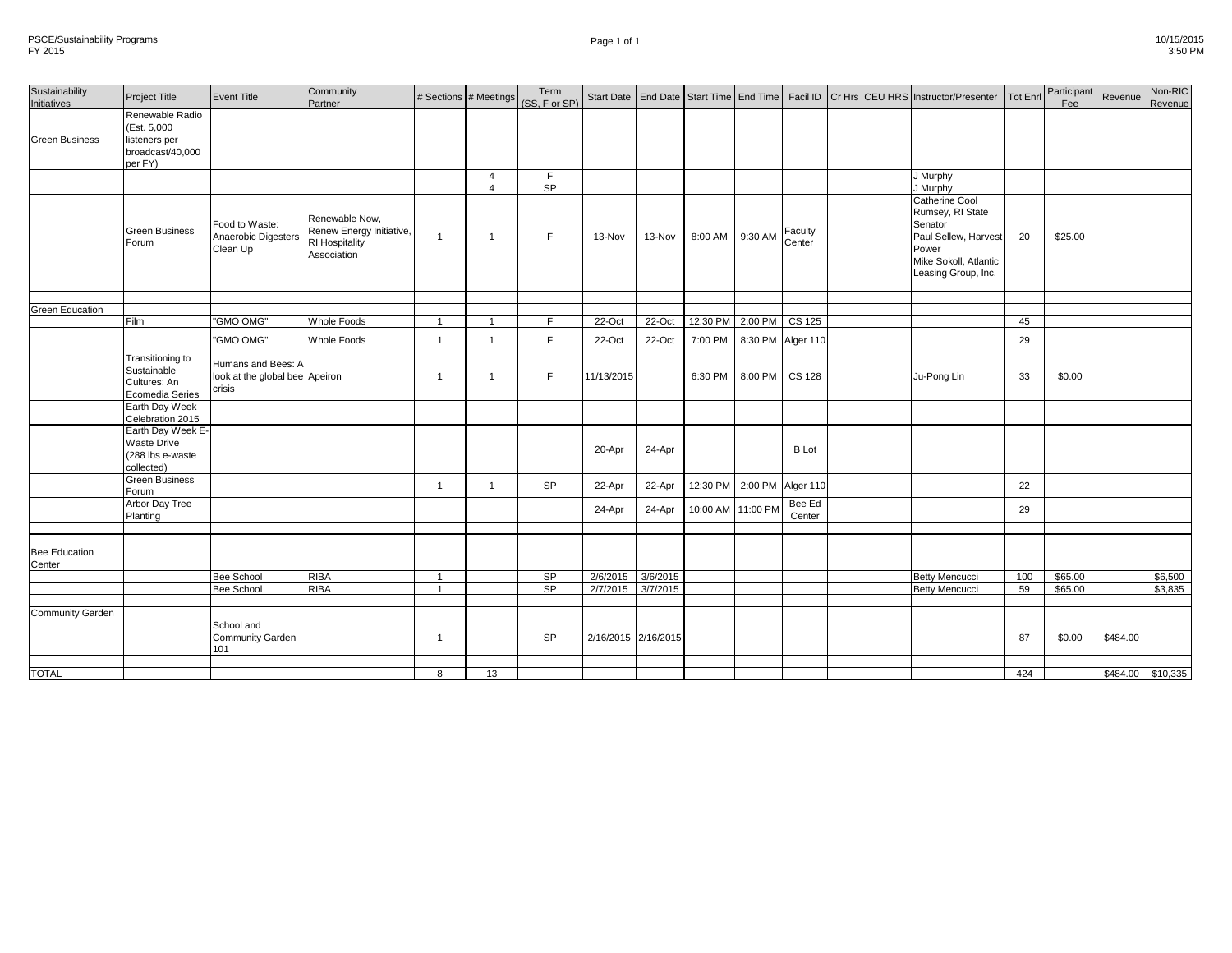PSCE/Sustainability Programs
FY 2015

10/15/2015
3:50 PM

| Sustainability Initiatives | Project Title | Event Title | Community Partner | # Sections | # Meetings | Term (SS, F or SP) | Start Date | End Date | Start Time | End Time | Facil ID | Cr Hrs | CEU HRS | Instructor/Presenter | Tot Enrl | Participant Fee | Revenue | Non-RIC Revenue |
|---|---|---|---|---|---|---|---|---|---|---|---|---|---|---|---|---|---|---|
| Green Business | Renewable Radio (Est. 5,000 listeners per broadcast/40,000 per FY) | | | | | | | | | | | | | | | | | |
| | | | | | 4 | F | | | | | | | | J Murphy | | | | |
| | | | | | 4 | SP | | | | | | | | J Murphy | | | | |
| | Green Business Forum | Food to Waste: Anaerobic Digesters Clean Up | Renewable Now, Renew Energy Initiative, RI Hospitality Association | 1 | 1 | F | 13-Nov | 13-Nov | 8:00 AM | 9:30 AM | Faculty Center | | | Catherine Cool Rumsey, RI State Senator<br>Paul Sellew, Harvest Power<br>Mike Sokoll, Atlantic Leasing Group, Inc. | 20 | $25.00 | | |
| | | | | | | | | | | | | | | | | | | |
| | | | | | | | | | | | | | | | | | | |
| Green Education | | | | | | | | | | | | | | | | | | |
| | Film | "GMO OMG" | Whole Foods | 1 | 1 | F | 22-Oct | 22-Oct | 12:30 PM | 2:00 PM | CS 125 | | | | 45 | | | |
| | | "GMO OMG" | Whole Foods | 1 | 1 | F | 22-Oct | 22-Oct | 7:00 PM | 8:30 PM | Alger 110 | | | | 29 | | | |
| | Transitioning to Sustainable Cultures: An Ecomedia Series | Humans and Bees: A look at the global bee crisis | Apeiron | 1 | 1 | F | 11/13/2015 | | 6:30 PM | 8:00 PM | CS 128 | | | Ju-Pong Lin | 33 | $0.00 | | |
| | Earth Day Week Celebration 2015 | | | | | | | | | | | | | | | | | |
| | Earth Day Week E-Waste Drive (288 lbs e-waste collected) | | | | | | 20-Apr | 24-Apr | | | B Lot | | | | | | | |
| | Green Business Forum | | | 1 | 1 | SP | 22-Apr | 22-Apr | 12:30 PM | 2:00 PM | Alger 110 | | | | 22 | | | |
| | Arbor Day Tree Planting | | | | | | 24-Apr | 24-Apr | 10:00 AM | 11:00 PM | Bee Ed Center | | | | 29 | | | |
| | | | | | | | | | | | | | | | | | | |
| | | | | | | | | | | | | | | | | | | |
| Bee Education Center | | | | | | | | | | | | | | | | | | |
| | | Bee School | RIBA | 1 | | SP | 2/6/2015 | 3/6/2015 | | | | | | Betty Mencucci | 100 | $65.00 | | $6,500 |
| | | Bee School | RIBA | 1 | | SP | 2/7/2015 | 3/7/2015 | | | | | | Betty Mencucci | 59 | $65.00 | | $3,835 |
| | | | | | | | | | | | | | | | | | | |
| Community Garden | | | | | | | | | | | | | | | | | | |
| | | School and Community Garden 101 | | 1 | | SP | 2/16/2015 | 2/16/2015 | | | | | | | 87 | $0.00 | $484.00 | |
| | | | | | | | | | | | | | | | | | | |
| TOTAL | | | | 8 | 13 | | | | | | | | | | 424 | | $484.00 | $10,335 |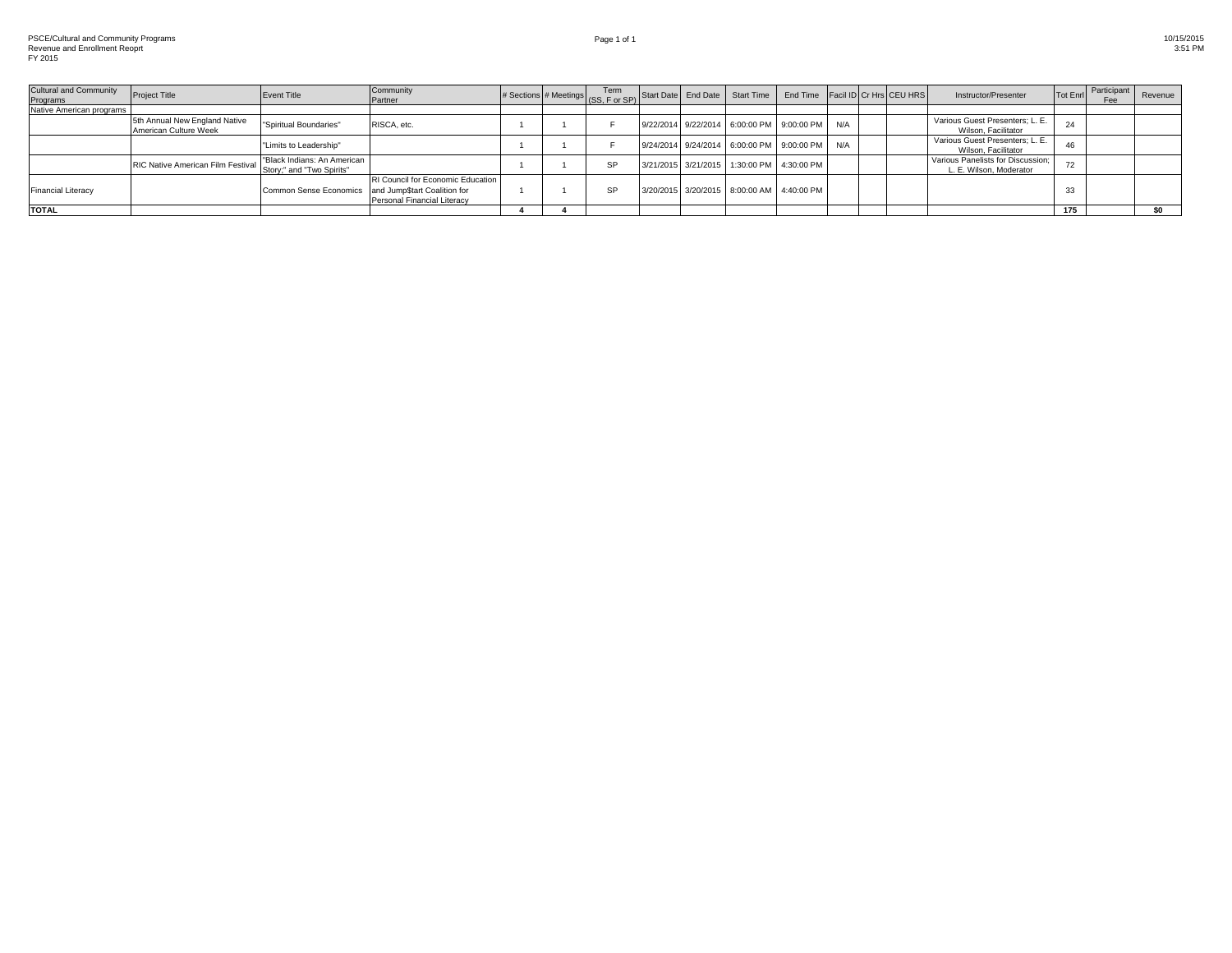PSCE/Cultural and Community Programs
Revenue and Enrollment Reoprt
FY 2015

10/15/2015
3:51 PM

| Cultural and Community Programs | Project Title | Event Title | Community Partner | # Sections | # Meetings | Term (SS, F or SP) | Start Date | End Date | Start Time | End Time | Facil ID | Cr Hrs | CEU HRS | Instructor/Presenter | Tot Enrl | Participant Fee | Revenue |
|---|---|---|---|---|---|---|---|---|---|---|---|---|---|---|---|---|---|
| Native American programs | | | | | | | | | | | | | | | | | |
| | 5th Annual New England Native American Culture Week | "Spiritual Boundaries" | RISCA, etc. | 1 | 1 | F | 9/22/2014 | 9/22/2014 | 6:00:00 PM | 9:00:00 PM | N/A | | | Various Guest Presenters; L. E. Wilson, Facilitator | 24 | | |
| | | "Limits to Leadership" | | 1 | 1 | F | 9/24/2014 | 9/24/2014 | 6:00:00 PM | 9:00:00 PM | N/A | | | Various Guest Presenters; L. E. Wilson, Facilitator | 46 | | |
| | RIC Native American Film Festival | "Black Indians: An American Story;" and "Two Spirits" | | 1 | 1 | SP | 3/21/2015 | 3/21/2015 | 1:30:00 PM | 4:30:00 PM | | | | Various Panelists for Discussion; L. E. Wilson, Moderator | 72 | | |
| Financial Literacy | | Common Sense Economics | RI Council for Economic Education and Jump$tart Coalition for Personal Financial Literacy | 1 | 1 | SP | 3/20/2015 | 3/20/2015 | 8:00:00 AM | 4:40:00 PM | | | | | 33 | | |
| **TOTAL** | | | | **4** | **4** | | | | | | | | | | **175** | | **$0** |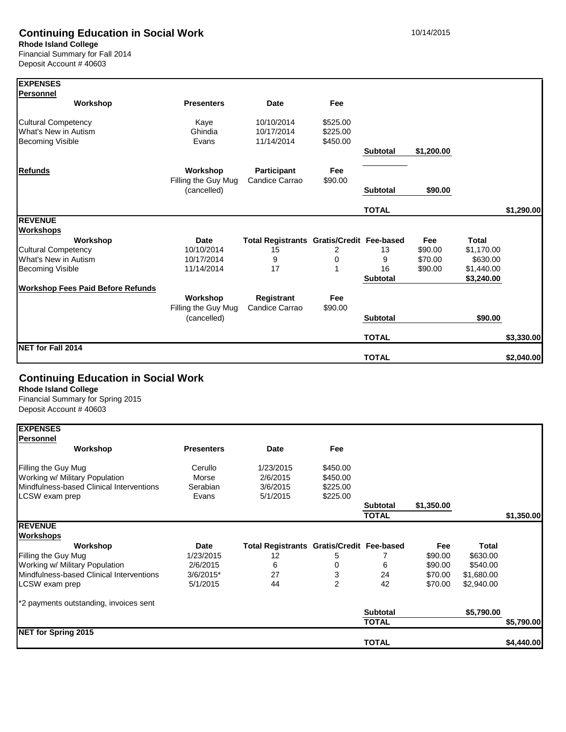# Continuing Education in Social Work

10/14/2015

**Rhode Island College**
Financial Summary for Fall 2014
Deposit Account # 40603

| | | | | | | | |
|---|---|---|---|---|---|---|---|
| **EXPENSES** | | | | | | | |
| **Personnel** | | | | | | | |
| **Workshop** | **Presenters** | **Date** | **Fee** | | | | |
| Cultural Competency | Kaye | 10/10/2014 | $525.00 | | | | |
| What's New in Autism | Ghindia | 10/17/2014 | $225.00 | | | | |
| Becoming Visible | Evans | 11/14/2014 | $450.00 | | | | |
| | | | | **Subtotal** | $1,200.00 | | |
| **Refunds** | **Workshop** | **Participant** | **Fee** | | | | |
| | Filling the Guy Mug (cancelled) | Candice Carrao | $90.00 | **Subtotal** | $90.00 | | |
| | | | | **TOTAL** | | | $1,290.00 |
| **REVENUE** | | | | | | | |
| **Workshops** | | | | | | | |
| **Workshop** | **Date** | **Total Registrants** | **Gratis/Credit** | **Fee-based** | **Fee** | **Total** | |
| Cultural Competency | 10/10/2014 | 15 | 2 | 13 | $90.00 | $1,170.00 | |
| What's New in Autism | 10/17/2014 | 9 | 0 | 9 | $70.00 | $630.00 | |
| Becoming Visible | 11/14/2014 | 17 | 1 | 16 | $90.00 | $1,440.00 | |
| | | | | **Subtotal** | | $3,240.00 | |
| **Workshop Fees Paid Before Refunds** | | | | | | | |
| | **Workshop** | **Registrant** | **Fee** | | | | |
| | Filling the Guy Mug (cancelled) | Candice Carrao | $90.00 | **Subtotal** | | $90.00 | |
| | | | | **TOTAL** | | | $3,330.00 |
| **NET for Fall 2014** | | | | | | | |
| | | | | **TOTAL** | | | $2,040.00 |

# Continuing Education in Social Work

**Rhode Island College**
Financial Summary for Spring 2015
Deposit Account # 40603

| | | | | | | | |
|---|---|---|---|---|---|---|---|
| **EXPENSES** | | | | | | | |
| **Personnel** | | | | | | | |
| **Workshop** | **Presenters** | **Date** | **Fee** | | | | |
| Filling the Guy Mug | Cerullo | 1/23/2015 | $450.00 | | | | |
| Working w/ Military Population | Morse | 2/6/2015 | $450.00 | | | | |
| Mindfulness-based Clinical Interventions | Serabian | 3/6/2015 | $225.00 | | | | |
| LCSW exam prep | Evans | 5/1/2015 | $225.00 | | | | |
| | | | | **Subtotal** | $1,350.00 | | |
| | | | | **TOTAL** | | | $1,350.00 |
| **REVENUE** | | | | | | | |
| **Workshops** | | | | | | | |
| **Workshop** | **Date** | **Total Registrants** | **Gratis/Credit** | **Fee-based** | **Fee** | **Total** | |
| Filling the Guy Mug | 1/23/2015 | 12 | 5 | 7 | $90.00 | $630.00 | |
| Working w/ Military Population | 2/6/2015 | 6 | 0 | 6 | $90.00 | $540.00 | |
| Mindfulness-based Clinical Interventions | 3/6/2015* | 27 | 3 | 24 | $70.00 | $1,680.00 | |
| LCSW exam prep | 5/1/2015 | 44 | 2 | 42 | $70.00 | $2,940.00 | |
| *2 payments outstanding, invoices sent | | | | | | | |
| | | | | **Subtotal** | | $5,790.00 | |
| | | | | **TOTAL** | | | $5,790.00 |
| **NET for Spring 2015** | | | | | | | |
| | | | | **TOTAL** | | | $4,440.00 |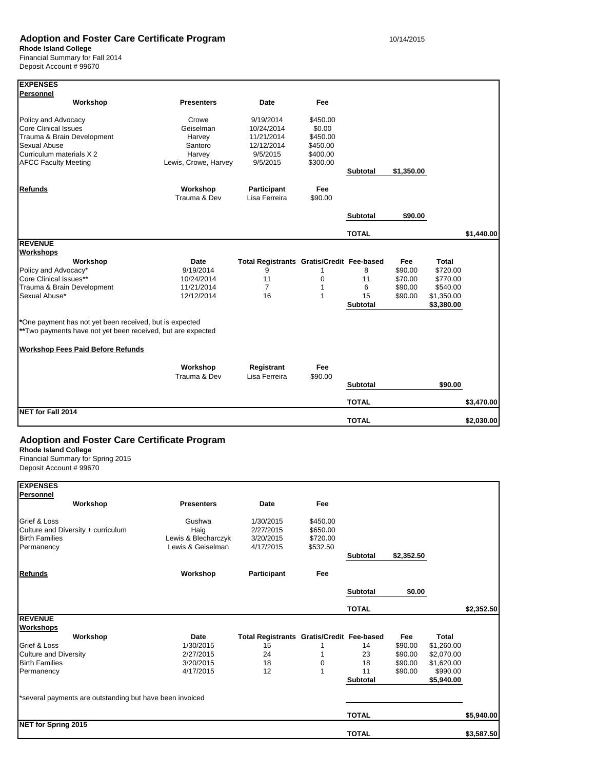# Adoption and Foster Care Certificate Program

10/14/2015

**Rhode Island College**
Financial Summary for Fall 2014
Deposit Account # 99670

**EXPENSES**

**Personnel**

| Workshop | Presenters | Date | Fee | | | | |
|---|---|---|---|---|---|---|---|
| Policy and Advocacy | Crowe | 9/19/2014 | $450.00 | | | | |
| Core Clinical Issues | Geiselman | 10/24/2014 | $0.00 | | | | |
| Trauma & Brain Development | Harvey | 11/21/2014 | $450.00 | | | | |
| Sexual Abuse | Santoro | 12/12/2014 | $450.00 | | | | |
| Curriculum materials X 2 | Harvey | 9/5/2015 | $400.00 | | | | |
| AFCC Faculty Meeting | Lewis, Crowe, Harvey | 9/5/2015 | $300.00 | | | | |
| | | | | Subtotal | $1,350.00 | | |
| **Refunds** | Workshop | Participant | Fee | | | | |
| | Trauma & Dev | Lisa Ferreira | $90.00 | | | | |
| | | | | Subtotal | $90.00 | | |
| | | | | TOTAL | | | $1,440.00 |

**REVENUE**

**Workshops**

| Workshop | Date | Total Registrants | Gratis/Credit | Fee-based | Fee | Total | |
|---|---|---|---|---|---|---|---|
| Policy and Advocacy* | 9/19/2014 | 9 | 1 | 8 | $90.00 | $720.00 | |
| Core Clinical Issues** | 10/24/2014 | 11 | 0 | 11 | $70.00 | $770.00 | |
| Trauma & Brain Development | 11/21/2014 | 7 | 1 | 6 | $90.00 | $540.00 | |
| Sexual Abuse* | 12/12/2014 | 16 | 1 | 15 | $90.00 | $1,350.00 | |
| | | | | Subtotal | | $3,380.00 | |

*One payment has not yet been received, but is expected
**Two payments have not yet been received, but are expected

**Workshop Fees Paid Before Refunds**

| | Workshop | Registrant | Fee | | | | |
|---|---|---|---|---|---|---|---|
| | Trauma & Dev | Lisa Ferreira | $90.00 | | | | |
| | | | | Subtotal | | $90.00 | |
| | | | | TOTAL | | | $3,470.00 |

| | | |
|---|---|---|
| **NET for Fall 2014** | TOTAL | $2,030.00 |

# Adoption and Foster Care Certificate Program

**Rhode Island College**
Financial Summary for Spring 2015
Deposit Account # 99670

**EXPENSES**

**Personnel**

| Workshop | Presenters | Date | Fee | | | | |
|---|---|---|---|---|---|---|---|
| Grief & Loss | Gushwa | 1/30/2015 | $450.00 | | | | |
| Culture and Diversity + curriculum | Haig | 2/27/2015 | $650.00 | | | | |
| Birth Families | Lewis & Blecharczyk | 3/20/2015 | $720.00 | | | | |
| Permanency | Lewis & Geiselman | 4/17/2015 | $532.50 | | | | |
| | | | | Subtotal | $2,352.50 | | |
| **Refunds** | Workshop | Participant | Fee | | | | |
| | | | | Subtotal | $0.00 | | |
| | | | | TOTAL | | | $2,352.50 |

**REVENUE**

**Workshops**

| Workshop | Date | Total Registrants | Gratis/Credit | Fee-based | Fee | Total | |
|---|---|---|---|---|---|---|---|
| Grief & Loss | 1/30/2015 | 15 | 1 | 14 | $90.00 | $1,260.00 | |
| Culture and Diversity | 2/27/2015 | 24 | 1 | 23 | $90.00 | $2,070.00 | |
| Birth Families | 3/20/2015 | 18 | 0 | 18 | $90.00 | $1,620.00 | |
| Permanency | 4/17/2015 | 12 | 1 | 11 | $90.00 | $990.00 | |
| | | | | Subtotal | | $5,940.00 | |

*several payments are outstanding but have been invoiced

| | | |
|---|---|---|
| | TOTAL | $5,940.00 |
| **NET for Spring 2015** | TOTAL | $3,587.50 |